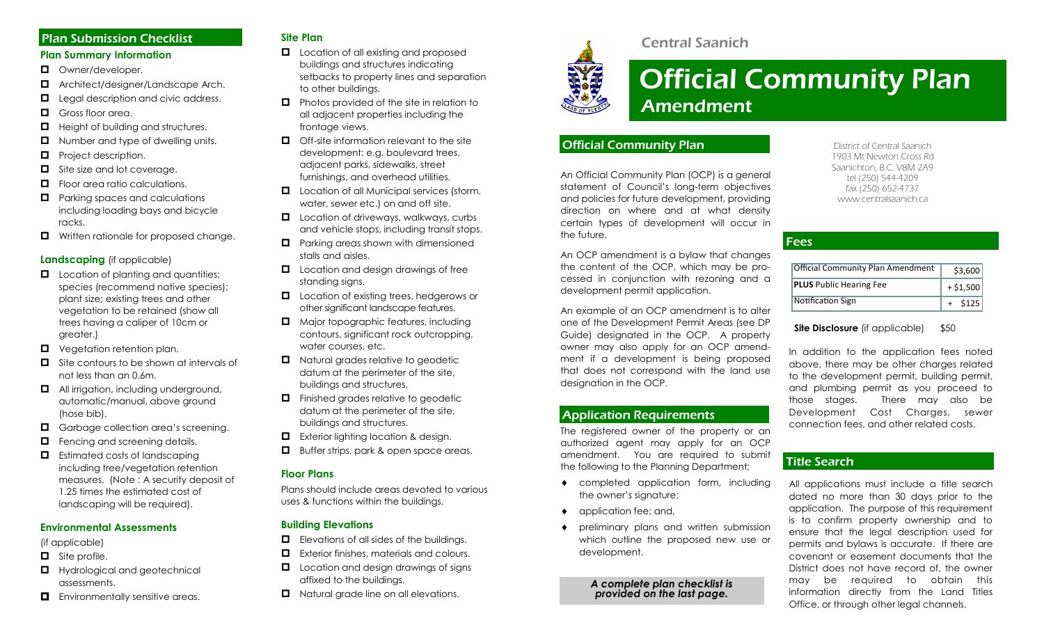## Plan Submission Checklist

### Plan Summary Information

- Owner/developer.
- Architect/designer/Landscape Arch.
- Legal description and civic address.
- Gross floor area.
- Height of building and structures.
- Number and type of dwelling units.
- Project description.
- Site size and lot coverage.
- Floor area ratio calculations.
- Parking spaces and calculations including loading bays and bicycle racks.
- Written rationale for proposed change.

### Landscaping (if applicable)

- Location of planting and quantities; species (recommend native species); plant size; existing trees and other vegetation to be retained (show all trees having a caliper of 10cm or greater.)
- Vegetation retention plan.
- Site contours to be shown at intervals of not less than an 0.6m.
- All irrigation, including underground, automatic/manual, above ground (hose bib).
- Garbage collection area's screening.
- Fencing and screening details.
- Estimated costs of landscaping including tree/vegetation retention measures. (Note : A security deposit of 1.25 times the estimated cost of landscaping will be required).

### Environmental Assessments

(if applicable)

- Site profile.
- Hydrological and geotechnical assessments.
- Environmentally sensitive areas.

### Site Plan

- Location of all existing and proposed buildings and structures indicating setbacks to property lines and separation to other buildings.
- Photos provided of the site in relation to all adjacent properties including the frontage views.
- Off-site information relevant to the site development: e.g. boulevard trees, adjacent parks, sidewalks, street furnishings, and overhead utilities.
- Location of all Municipal services (storm, water, sewer etc.) on and off site.
- Location of driveways, walkways, curbs and vehicle stops, including transit stops.
- Parking areas shown with dimensioned stalls and aisles.
- Location and design drawings of free standing signs.
- Location of existing trees, hedgerows or other significant landscape features.
- Major topographic features, including contours, significant rock outcropping, water courses, etc.
- Natural grades relative to geodetic datum at the perimeter of the site, buildings and structures.
- Finished grades relative to geodetic datum at the perimeter of the site, buildings and structures.
- Exterior lighting location & design.
- Buffer strips, park & open space areas.

### Floor Plans

Plans should include areas devoted to various uses & functions within the buildings.

### Building Elevations

- Elevations of all sides of the buildings.
- Exterior finishes, materials and colours.
- Location and design drawings of signs affixed to the buildings.
- Natural grade line on all elevations.

Central Saanich

# Official Community Plan Amendment

## Official Community Plan

An Official Community Plan (OCP) is a general statement of Council's long-term objectives and policies for future development, providing direction on where and at what density certain types of development will occur in the future.

An OCP amendment is a bylaw that changes the content of the OCP, which may be processed in conjunction with rezoning and a development permit application.

An example of an OCP amendment is to alter one of the Development Permit Areas (see DP Guide) designated in the OCP. A property owner may also apply for an OCP amendment if a development is being proposed that does not correspond with the land use designation in the OCP.

## Application Requirements

The registered owner of the property or an authorized agent may apply for an OCP amendment. You are required to submit the following to the Planning Department;

- completed application form, including the owner's signature;
- application fee; and,
- preliminary plans and written submission which outline the proposed new use or development.

***A complete plan checklist is provided on the last page.***

District of Central Saanich
1903 Mt Newton Cross Rd
Saanichton, B.C. V8M 2A9
tel (250) 544-4209
fax (250) 652-4737
www.centralsaanich.ca

## Fees

| Official Community Plan Amendment | $3,600 |
|---|---|
| **PLUS** Public Hearing Fee | + $1,500 |
| Notification Sign | + $125 |

**Site Disclosure** (if applicable) $50

In addition to the application fees noted above, there may be other charges related to the development permit, building permit, and plumbing permit as you proceed to those stages. There may also be Development Cost Charges, sewer connection fees, and other related costs.

## Title Search

All applications must include a title search dated no more than 30 days prior to the application. The purpose of this requirement is to confirm property ownership and to ensure that the legal description used for permits and bylaws is accurate. If there are covenant or easement documents that the District does not have record of, the owner may be required to obtain this information directly from the Land Titles Office, or through other legal channels.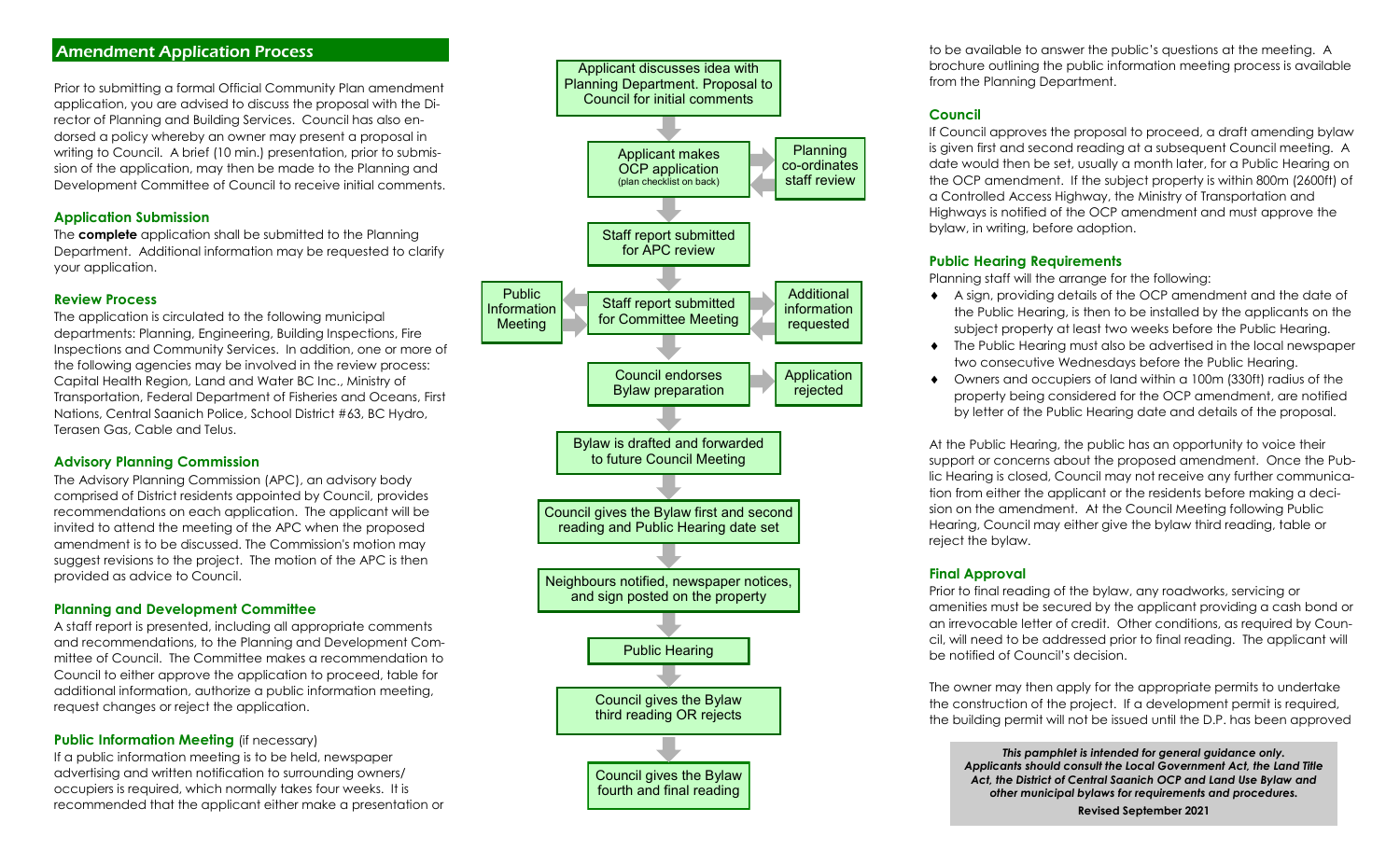## Amendment Application Process

Prior to submitting a formal Official Community Plan amendment application, you are advised to discuss the proposal with the Director of Planning and Building Services. Council has also endorsed a policy whereby an owner may present a proposal in writing to Council. A brief (10 min.) presentation, prior to submission of the application, may then be made to the Planning and Development Committee of Council to receive initial comments.

### Application Submission

The **complete** application shall be submitted to the Planning Department. Additional information may be requested to clarify your application.

### Review Process

The application is circulated to the following municipal departments: Planning, Engineering, Building Inspections, Fire Inspections and Community Services. In addition, one or more of the following agencies may be involved in the review process: Capital Health Region, Land and Water BC Inc., Ministry of Transportation, Federal Department of Fisheries and Oceans, First Nations, Central Saanich Police, School District #63, BC Hydro, Terasen Gas, Cable and Telus.

### Advisory Planning Commission

The Advisory Planning Commission (APC), an advisory body comprised of District residents appointed by Council, provides recommendations on each application. The applicant will be invited to attend the meeting of the APC when the proposed amendment is to be discussed. The Commission's motion may suggest revisions to the project. The motion of the APC is then provided as advice to Council.

### Planning and Development Committee

A staff report is presented, including all appropriate comments and recommendations, to the Planning and Development Committee of Council. The Committee makes a recommendation to Council to either approve the application to proceed, table for additional information, authorize a public information meeting, request changes or reject the application.

### Public Information Meeting (if necessary)

If a public information meeting is to be held, newspaper advertising and written notification to surrounding owners/occupiers is required, which normally takes four weeks. It is recommended that the applicant either make a presentation or

Applicant discusses idea with Planning Department. Proposal to Council for initial comments

Applicant makes OCP application (plan checklist on back)

Planning co-ordinates staff review

Staff report submitted for APC review

Public Information Meeting

Staff report submitted for Committee Meeting

Additional information requested

Council endorses Bylaw preparation

Application rejected

Bylaw is drafted and forwarded to future Council Meeting

Council gives the Bylaw first and second reading and Public Hearing date set

Neighbours notified, newspaper notices, and sign posted on the property

Public Hearing

Council gives the Bylaw third reading OR rejects

Council gives the Bylaw fourth and final reading

to be available to answer the public's questions at the meeting. A brochure outlining the public information meeting process is available from the Planning Department.

### Council

If Council approves the proposal to proceed, a draft amending bylaw is given first and second reading at a subsequent Council meeting. A date would then be set, usually a month later, for a Public Hearing on the OCP amendment. If the subject property is within 800m (2600ft) of a Controlled Access Highway, the Ministry of Transportation and Highways is notified of the OCP amendment and must approve the bylaw, in writing, before adoption.

### Public Hearing Requirements

Planning staff will the arrange for the following:

- A sign, providing details of the OCP amendment and the date of the Public Hearing, is then to be installed by the applicants on the subject property at least two weeks before the Public Hearing.
- The Public Hearing must also be advertised in the local newspaper two consecutive Wednesdays before the Public Hearing.
- Owners and occupiers of land within a 100m (330ft) radius of the property being considered for the OCP amendment, are notified by letter of the Public Hearing date and details of the proposal.

At the Public Hearing, the public has an opportunity to voice their support or concerns about the proposed amendment. Once the Public Hearing is closed, Council may not receive any further communication from either the applicant or the residents before making a decision on the amendment. At the Council Meeting following Public Hearing, Council may either give the bylaw third reading, table or reject the bylaw.

### Final Approval

Prior to final reading of the bylaw, any roadworks, servicing or amenities must be secured by the applicant providing a cash bond or an irrevocable letter of credit. Other conditions, as required by Council, will need to be addressed prior to final reading. The applicant will be notified of Council's decision.

The owner may then apply for the appropriate permits to undertake the construction of the project. If a development permit is required, the building permit will not be issued until the D.P. has been approved

***This pamphlet is intended for general guidance only. Applicants should consult the Local Government Act, the Land Title Act, the District of Central Saanich OCP and Land Use Bylaw and other municipal bylaws for requirements and procedures.***

**Revised September 2021**